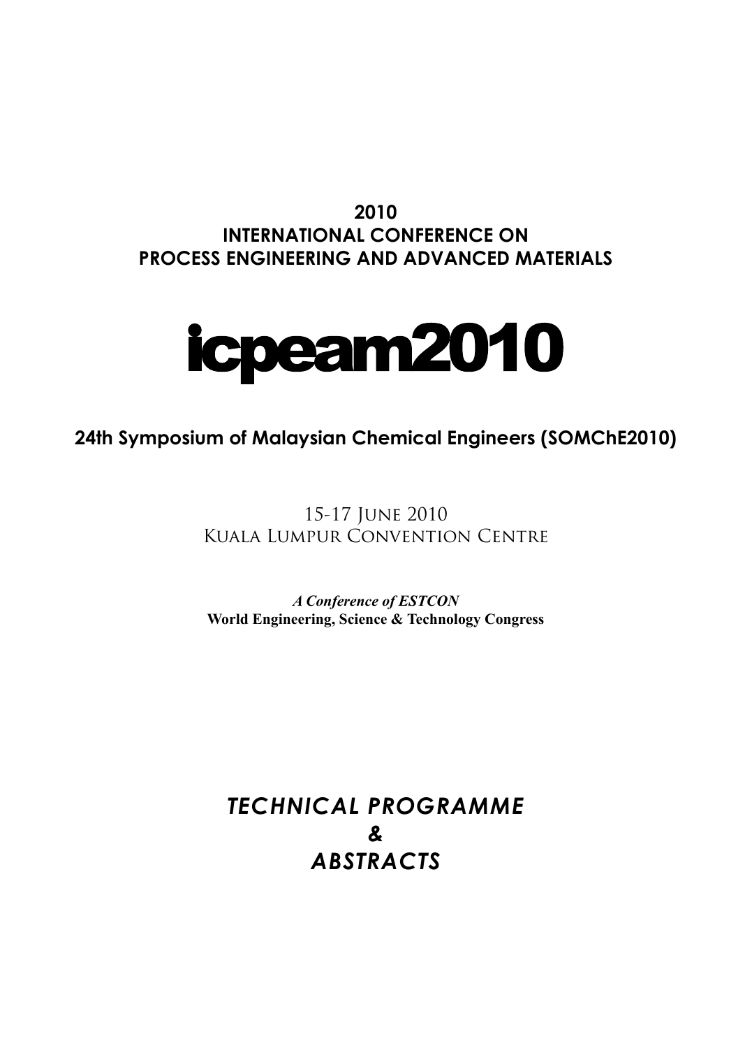**2010**
**INTERNATIONAL CONFERENCE ON**
**PROCESS ENGINEERING AND ADVANCED MATERIALS**

# icpeam2010

**24th Symposium of Malaysian Chemical Engineers (SOMChE2010)**

15-17 June 2010
Kuala Lumpur Convention Centre

***A Conference of ESTCON***
**World Engineering, Science & Technology Congress**

***TECHNICAL PROGRAMME***
***&***
***ABSTRACTS***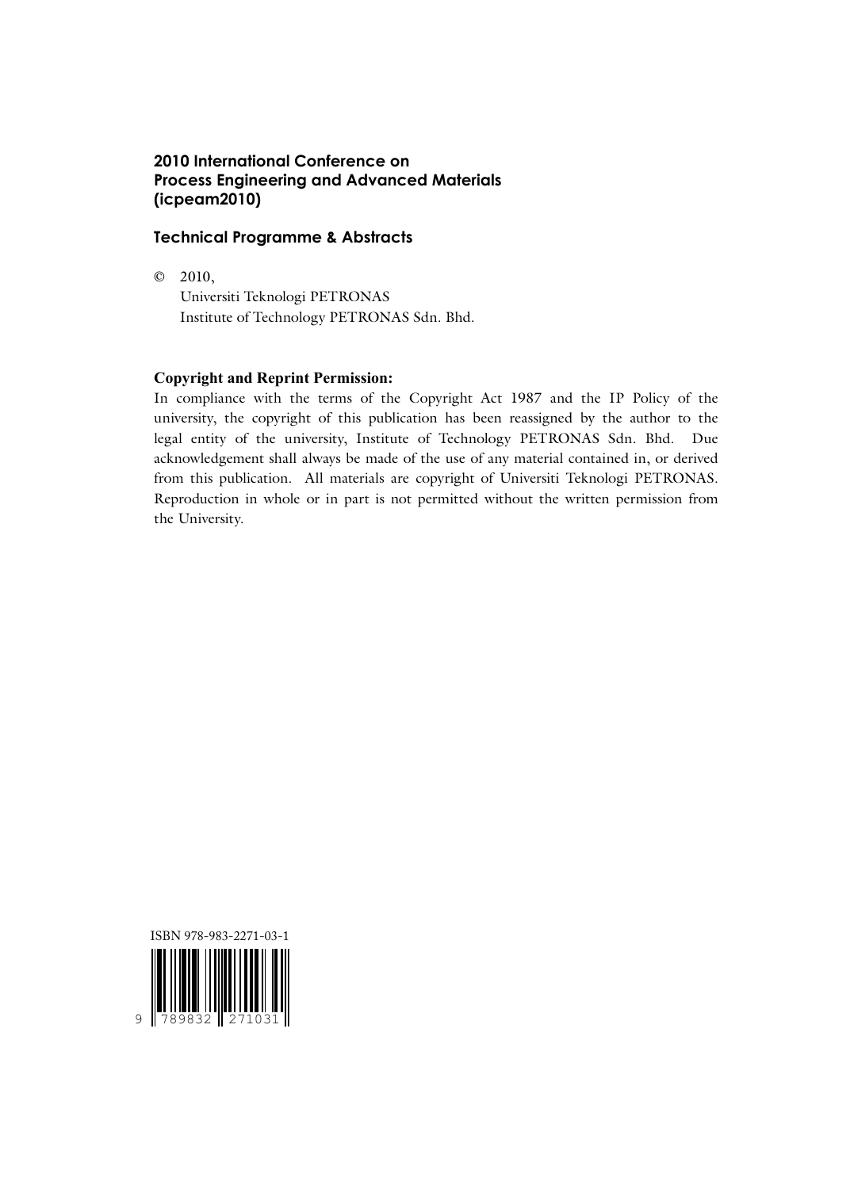**2010 International Conference on Process Engineering and Advanced Materials (icpeam2010)**

**Technical Programme & Abstracts**

© 2010,
Universiti Teknologi PETRONAS
Institute of Technology PETRONAS Sdn. Bhd.

**Copyright and Reprint Permission:**

In compliance with the terms of the Copyright Act 1987 and the IP Policy of the university, the copyright of this publication has been reassigned by the author to the legal entity of the university, Institute of Technology PETRONAS Sdn. Bhd. Due acknowledgement shall always be made of the use of any material contained in, or derived from this publication. All materials are copyright of Universiti Teknologi PETRONAS. Reproduction in whole or in part is not permitted without the written permission from the University.

ISBN 978-983-2271-03-1

9 789832 271031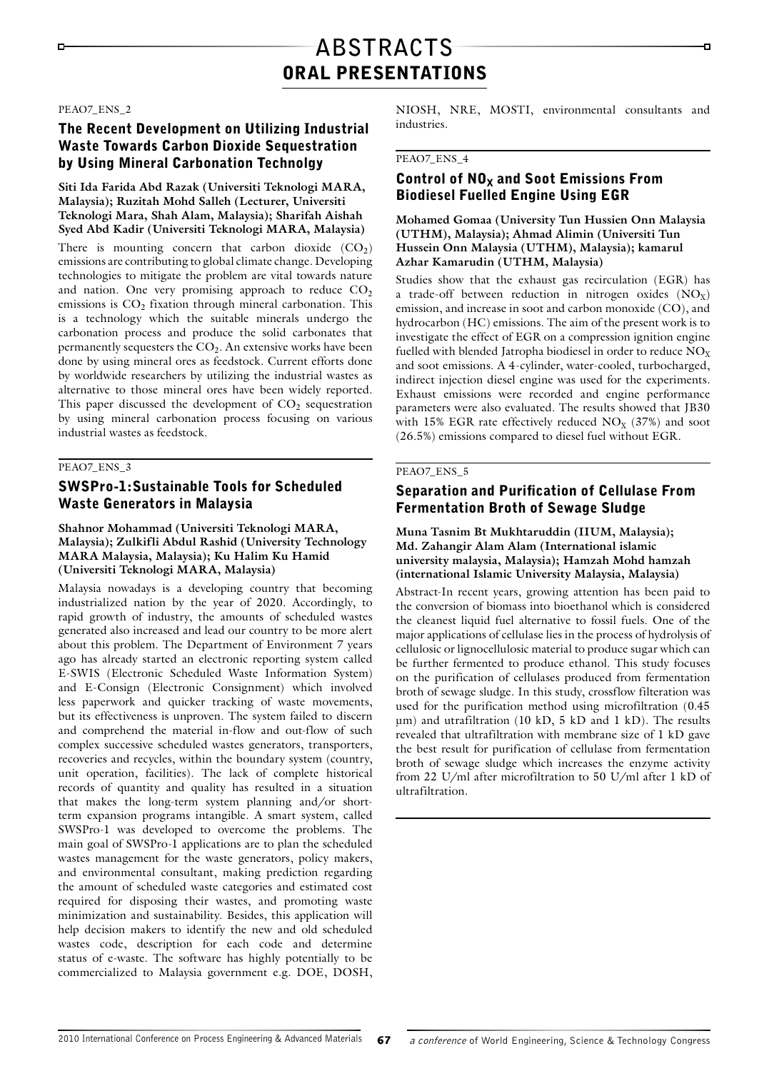# ABSTRACTS
## ORAL PRESENTATIONS

PEAO7_ENS_2

### The Recent Development on Utilizing Industrial Waste Towards Carbon Dioxide Sequestration by Using Mineral Carbonation Technolgy

**Siti Ida Farida Abd Razak (Universiti Teknologi MARA, Malaysia); Ruzitah Mohd Salleh (Lecturer, Universiti Teknologi Mara, Shah Alam, Malaysia); Sharifah Aishah Syed Abd Kadir (Universiti Teknologi MARA, Malaysia)**

There is mounting concern that carbon dioxide ($CO_2$) emissions are contributing to global climate change. Developing technologies to mitigate the problem are vital towards nature and nation. One very promising approach to reduce $CO_2$ emissions is $CO_2$ fixation through mineral carbonation. This is a technology which the suitable minerals undergo the carbonation process and produce the solid carbonates that permanently sequesters the $CO_2$. An extensive works have been done by using mineral ores as feedstock. Current efforts done by worldwide researchers by utilizing the industrial wastes as alternative to those mineral ores have been widely reported. This paper discussed the development of $CO_2$ sequestration by using mineral carbonation process focusing on various industrial wastes as feedstock.

PEAO7_ENS_3

### SWSPro-1:Sustainable Tools for Scheduled Waste Generators in Malaysia

**Shahnor Mohammad (Universiti Teknologi MARA, Malaysia); Zulkifli Abdul Rashid (University Technology MARA Malaysia, Malaysia); Ku Halim Ku Hamid (Universiti Teknologi MARA, Malaysia)**

Malaysia nowadays is a developing country that becoming industrialized nation by the year of 2020. Accordingly, to rapid growth of industry, the amounts of scheduled wastes generated also increased and lead our country to be more alert about this problem. The Department of Environment 7 years ago has already started an electronic reporting system called E-SWIS (Electronic Scheduled Waste Information System) and E-Consign (Electronic Consignment) which involved less paperwork and quicker tracking of waste movements, but its effectiveness is unproven. The system failed to discern and comprehend the material in-flow and out-flow of such complex successive scheduled wastes generators, transporters, recoveries and recycles, within the boundary system (country, unit operation, facilities). The lack of complete historical records of quantity and quality has resulted in a situation that makes the long-term system planning and/or short-term expansion programs intangible. A smart system, called SWSPro-1 was developed to overcome the problems. The main goal of SWSPro-1 applications are to plan the scheduled wastes management for the waste generators, policy makers, and environmental consultant, making prediction regarding the amount of scheduled waste categories and estimated cost required for disposing their wastes, and promoting waste minimization and sustainability. Besides, this application will help decision makers to identify the new and old scheduled wastes code, description for each code and determine status of e-waste. The software has highly potentially to be commercialized to Malaysia government e.g. DOE, DOSH, NIOSH, NRE, MOSTI, environmental consultants and industries.

PEAO7_ENS_4

### Control of $NO_X$ and Soot Emissions From Biodiesel Fuelled Engine Using EGR

**Mohamed Gomaa (University Tun Hussien Onn Malaysia (UTHM), Malaysia); Ahmad Alimin (Universiti Tun Hussein Onn Malaysia (UTHM), Malaysia); kamarul Azhar Kamarudin (UTHM, Malaysia)**

Studies show that the exhaust gas recirculation (EGR) has a trade-off between reduction in nitrogen oxides ($NO_X$) emission, and increase in soot and carbon monoxide (CO), and hydrocarbon (HC) emissions. The aim of the present work is to investigate the effect of EGR on a compression ignition engine fuelled with blended Jatropha biodiesel in order to reduce $NO_X$ and soot emissions. A 4-cylinder, water-cooled, turbocharged, indirect injection diesel engine was used for the experiments. Exhaust emissions were recorded and engine performance parameters were also evaluated. The results showed that JB30 with 15% EGR rate effectively reduced $NO_X$ (37%) and soot (26.5%) emissions compared to diesel fuel without EGR.

PEAO7_ENS_5

### Separation and Purification of Cellulase From Fermentation Broth of Sewage Sludge

**Muna Tasnim Bt Mukhtaruddin (IIUM, Malaysia); Md. Zahangir Alam Alam (International islamic university malaysia, Malaysia); Hamzah Mohd hamzah (international Islamic University Malaysia, Malaysia)**

Abstract-In recent years, growing attention has been paid to the conversion of biomass into bioethanol which is considered the cleanest liquid fuel alternative to fossil fuels. One of the major applications of cellulase lies in the process of hydrolysis of cellulosic or lignocellulosic material to produce sugar which can be further fermented to produce ethanol. This study focuses on the purification of cellulases produced from fermentation broth of sewage sludge. In this study, crossflow filteration was used for the purification method using microfiltration (0.45 μm) and utrafiltration (10 kD, 5 kD and 1 kD). The results revealed that ultrafiltration with membrane size of 1 kD gave the best result for purification of cellulase from fermentation broth of sewage sludge which increases the enzyme activity from 22 U/ml after microfiltration to 50 U/ml after 1 kD of ultrafiltration.